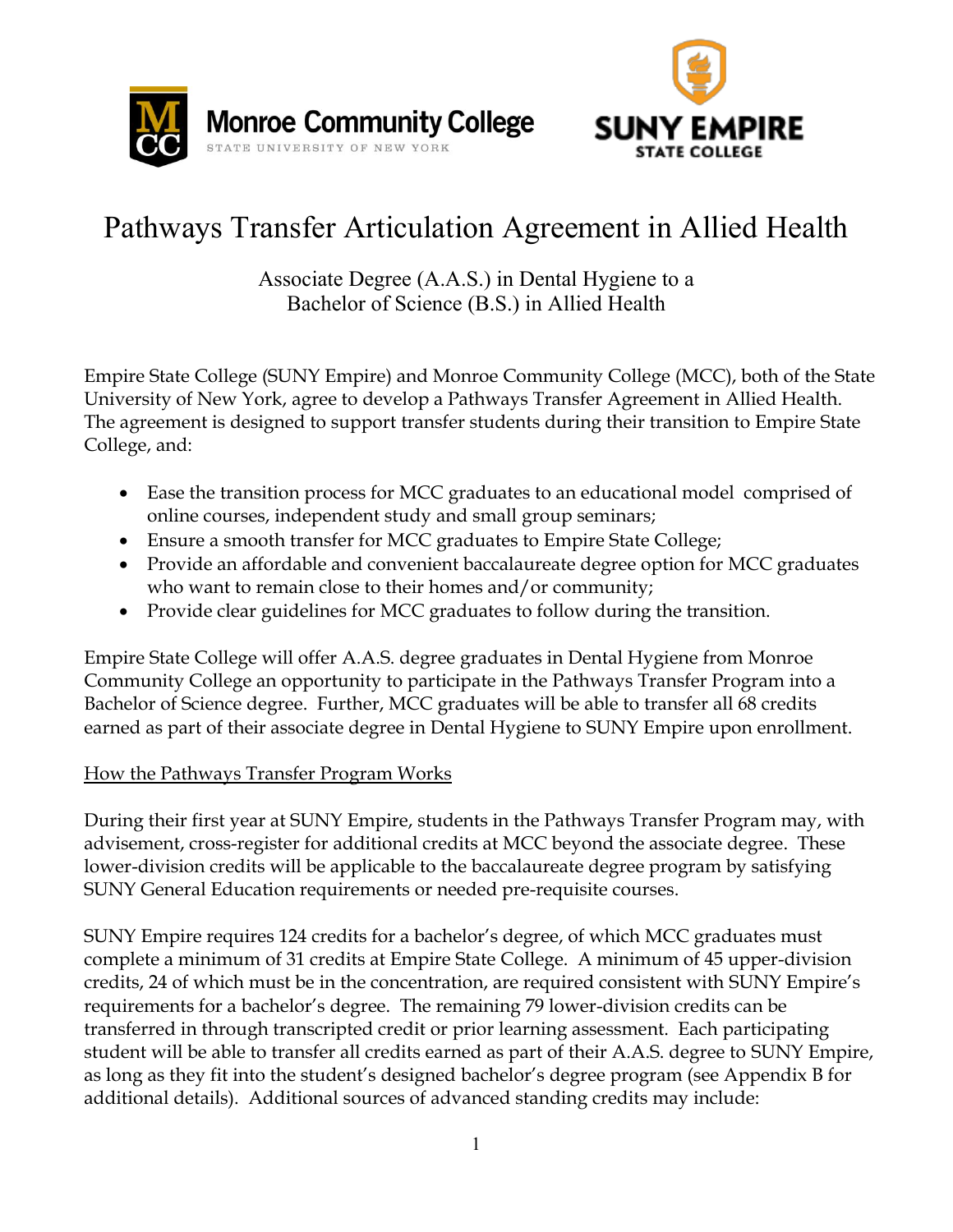# Pathways Transfer Articulation Agreement in Allied Health

Associate Degree (A.A.S.) in Dental Hygiene to a
Bachelor of Science (B.S.) in Allied Health

Empire State College (SUNY Empire) and Monroe Community College (MCC), both of the State University of New York, agree to develop a Pathways Transfer Agreement in Allied Health. The agreement is designed to support transfer students during their transition to Empire State College, and:

- Ease the transition process for MCC graduates to an educational model comprised of online courses, independent study and small group seminars;
- Ensure a smooth transfer for MCC graduates to Empire State College;
- Provide an affordable and convenient baccalaureate degree option for MCC graduates who want to remain close to their homes and/or community;
- Provide clear guidelines for MCC graduates to follow during the transition.

Empire State College will offer A.A.S. degree graduates in Dental Hygiene from Monroe Community College an opportunity to participate in the Pathways Transfer Program into a Bachelor of Science degree. Further, MCC graduates will be able to transfer all 68 credits earned as part of their associate degree in Dental Hygiene to SUNY Empire upon enrollment.

## How the Pathways Transfer Program Works

During their first year at SUNY Empire, students in the Pathways Transfer Program may, with advisement, cross-register for additional credits at MCC beyond the associate degree. These lower-division credits will be applicable to the baccalaureate degree program by satisfying SUNY General Education requirements or needed pre-requisite courses.

SUNY Empire requires 124 credits for a bachelor's degree, of which MCC graduates must complete a minimum of 31 credits at Empire State College. A minimum of 45 upper-division credits, 24 of which must be in the concentration, are required consistent with SUNY Empire's requirements for a bachelor's degree. The remaining 79 lower-division credits can be transferred in through transcripted credit or prior learning assessment. Each participating student will be able to transfer all credits earned as part of their A.A.S. degree to SUNY Empire, as long as they fit into the student's designed bachelor's degree program (see Appendix B for additional details). Additional sources of advanced standing credits may include: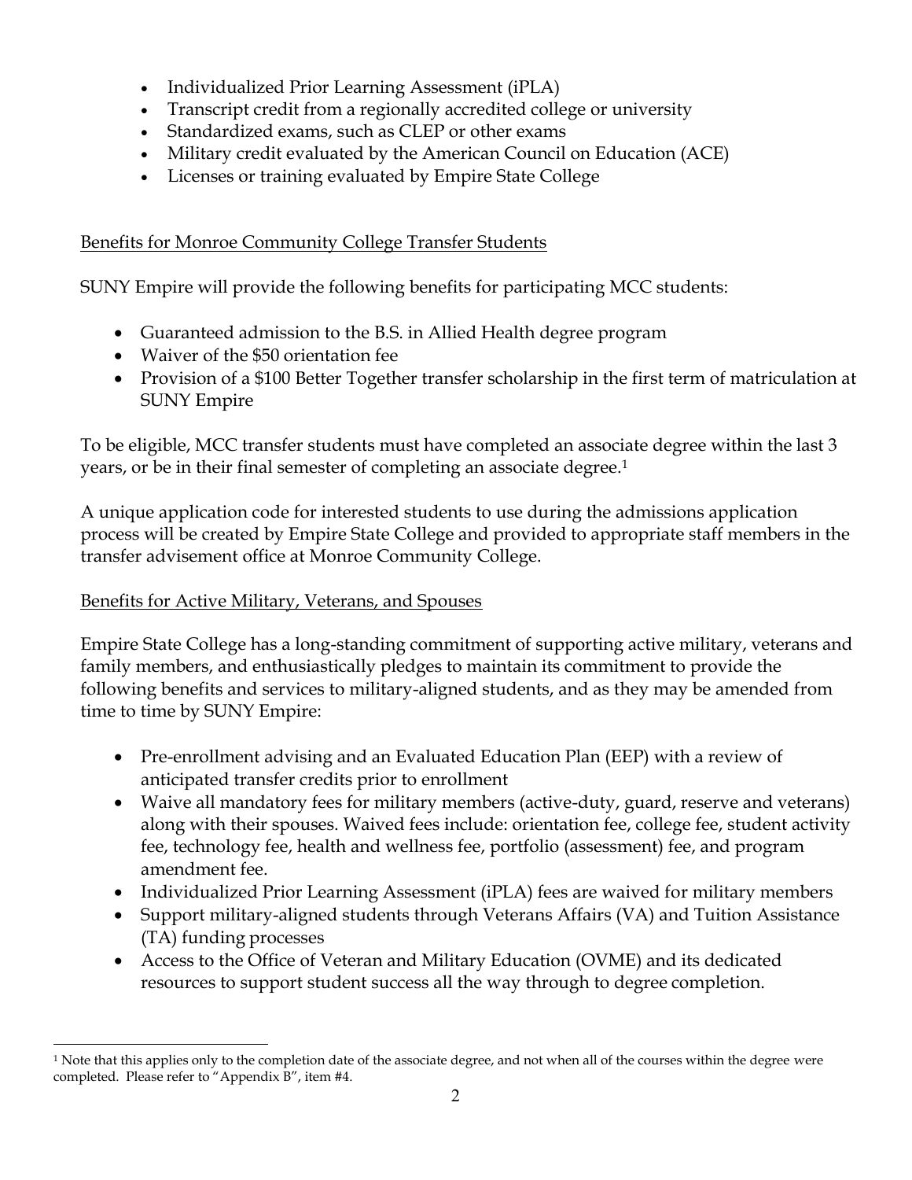- Individualized Prior Learning Assessment (iPLA)
- Transcript credit from a regionally accredited college or university
- Standardized exams, such as CLEP or other exams
- Military credit evaluated by the American Council on Education (ACE)
- Licenses or training evaluated by Empire State College

## Benefits for Monroe Community College Transfer Students

SUNY Empire will provide the following benefits for participating MCC students:

- Guaranteed admission to the B.S. in Allied Health degree program
- Waiver of the $50 orientation fee
- Provision of a $100 Better Together transfer scholarship in the first term of matriculation at SUNY Empire

To be eligible, MCC transfer students must have completed an associate degree within the last 3 years, or be in their final semester of completing an associate degree.[1]

A unique application code for interested students to use during the admissions application process will be created by Empire State College and provided to appropriate staff members in the transfer advisement office at Monroe Community College.

## Benefits for Active Military, Veterans, and Spouses

Empire State College has a long-standing commitment of supporting active military, veterans and family members, and enthusiastically pledges to maintain its commitment to provide the following benefits and services to military-aligned students, and as they may be amended from time to time by SUNY Empire:

- Pre-enrollment advising and an Evaluated Education Plan (EEP) with a review of anticipated transfer credits prior to enrollment
- Waive all mandatory fees for military members (active-duty, guard, reserve and veterans) along with their spouses. Waived fees include: orientation fee, college fee, student activity fee, technology fee, health and wellness fee, portfolio (assessment) fee, and program amendment fee.
- Individualized Prior Learning Assessment (iPLA) fees are waived for military members
- Support military-aligned students through Veterans Affairs (VA) and Tuition Assistance (TA) funding processes
- Access to the Office of Veteran and Military Education (OVME) and its dedicated resources to support student success all the way through to degree completion.

---

[1] Note that this applies only to the completion date of the associate degree, and not when all of the courses within the degree were completed. Please refer to "Appendix B", item #4.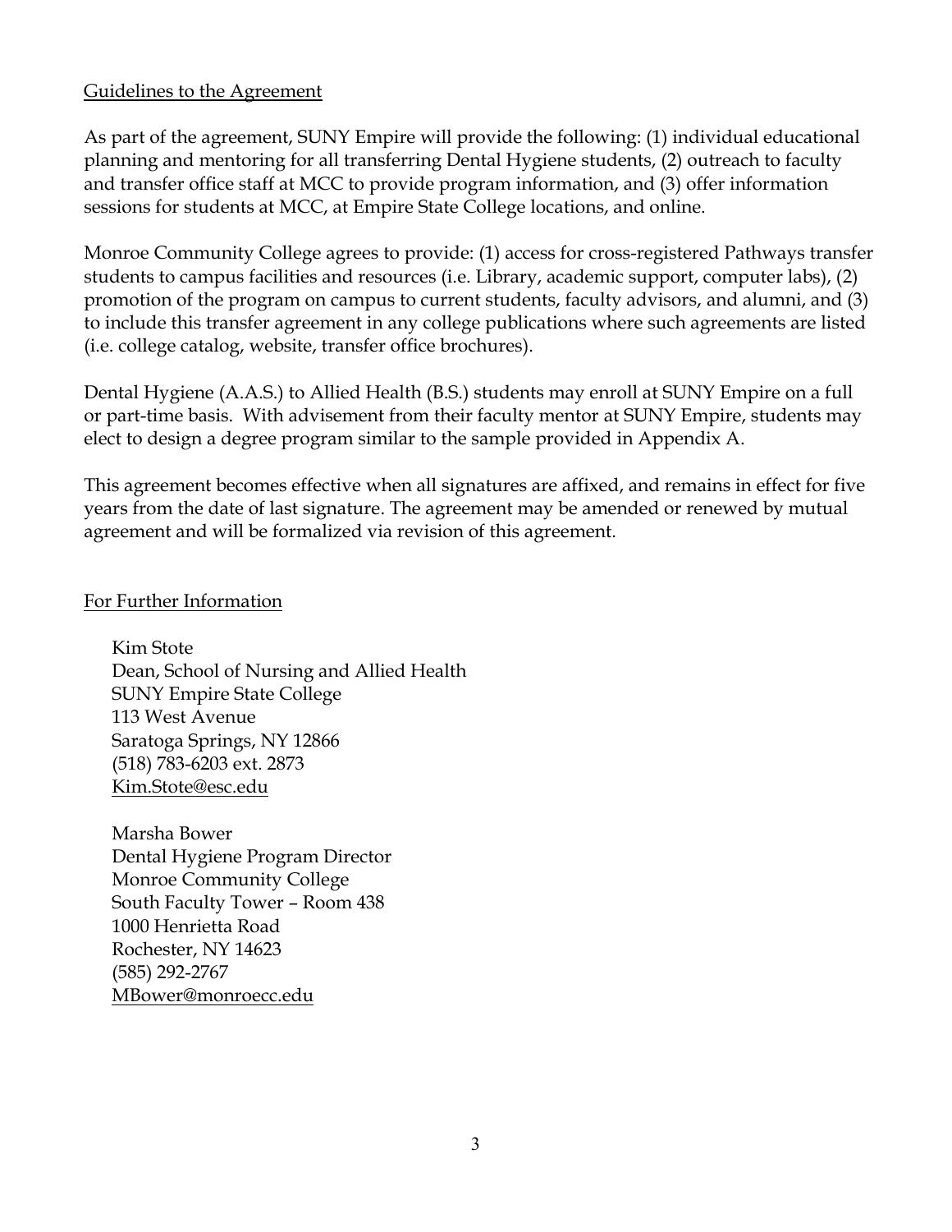## Guidelines to the Agreement

As part of the agreement, SUNY Empire will provide the following: (1) individual educational planning and mentoring for all transferring Dental Hygiene students, (2) outreach to faculty and transfer office staff at MCC to provide program information, and (3) offer information sessions for students at MCC, at Empire State College locations, and online.

Monroe Community College agrees to provide: (1) access for cross-registered Pathways transfer students to campus facilities and resources (i.e. Library, academic support, computer labs), (2) promotion of the program on campus to current students, faculty advisors, and alumni, and (3) to include this transfer agreement in any college publications where such agreements are listed (i.e. college catalog, website, transfer office brochures).

Dental Hygiene (A.A.S.) to Allied Health (B.S.) students may enroll at SUNY Empire on a full or part-time basis. With advisement from their faculty mentor at SUNY Empire, students may elect to design a degree program similar to the sample provided in Appendix A.

This agreement becomes effective when all signatures are affixed, and remains in effect for five years from the date of last signature. The agreement may be amended or renewed by mutual agreement and will be formalized via revision of this agreement.

## For Further Information

Kim Stote
Dean, School of Nursing and Allied Health
SUNY Empire State College
113 West Avenue
Saratoga Springs, NY 12866
(518) 783-6203 ext. 2873
Kim.Stote@esc.edu

Marsha Bower
Dental Hygiene Program Director
Monroe Community College
South Faculty Tower – Room 438
1000 Henrietta Road
Rochester, NY 14623
(585) 292-2767
MBower@monroecc.edu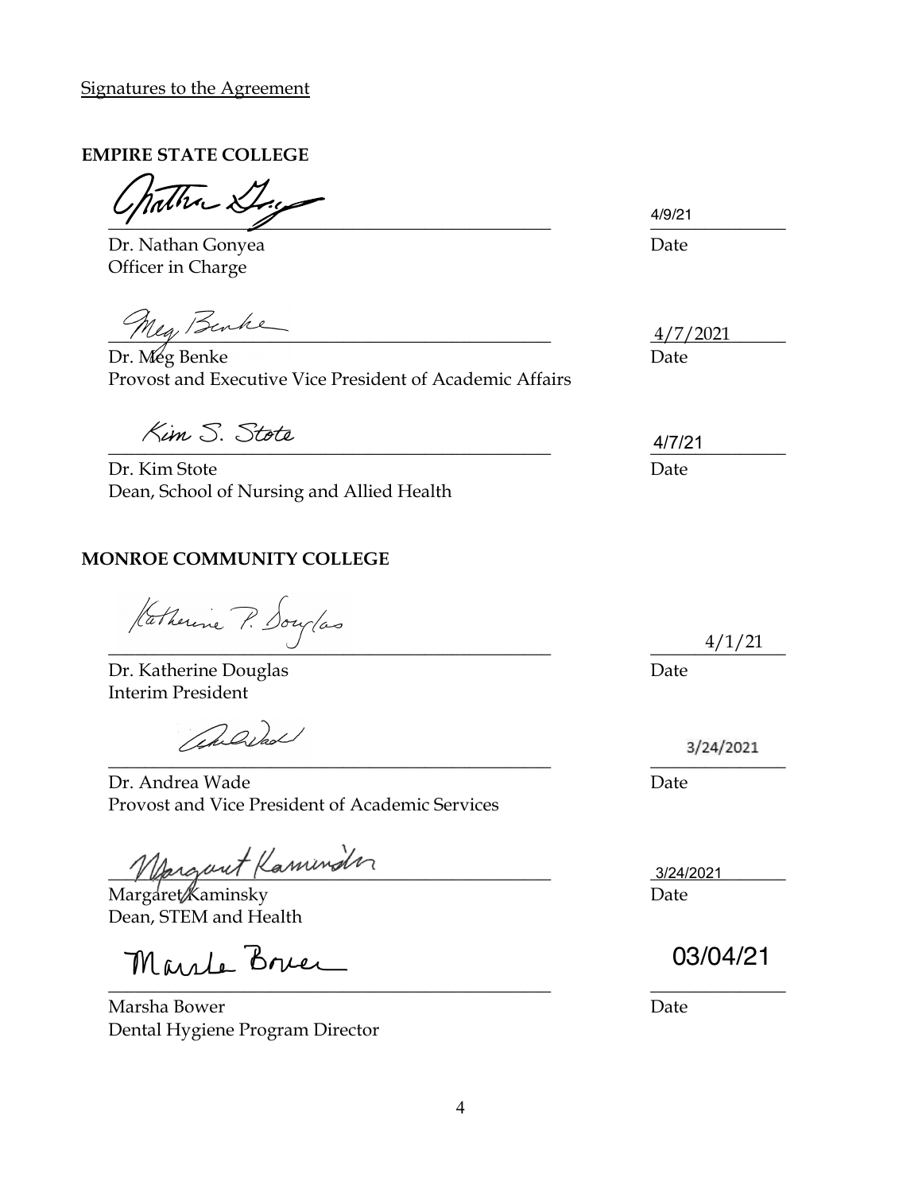Signatures to the Agreement

**EMPIRE STATE COLLEGE**

_______________________________________________ 4/9/21

Dr. Nathan Gonyea — Date

Officer in Charge

_______________________________________________ 4/7/2021

Dr. Meg Benke — Date

Provost and Executive Vice President of Academic Affairs

_______________________________________________ 4/7/21

Dr. Kim Stote — Date

Dean, School of Nursing and Allied Health

**MONROE COMMUNITY COLLEGE**

_______________________________________________ 4/1/21

Dr. Katherine Douglas — Date

Interim President

_______________________________________________ 3/24/2021

Dr. Andrea Wade — Date

Provost and Vice President of Academic Services

_______________________________________________ 3/24/2021

Margaret Kaminsky — Date

Dean, STEM and Health

_______________________________________________ 03/04/21

Marsha Bower — Date

Dental Hygiene Program Director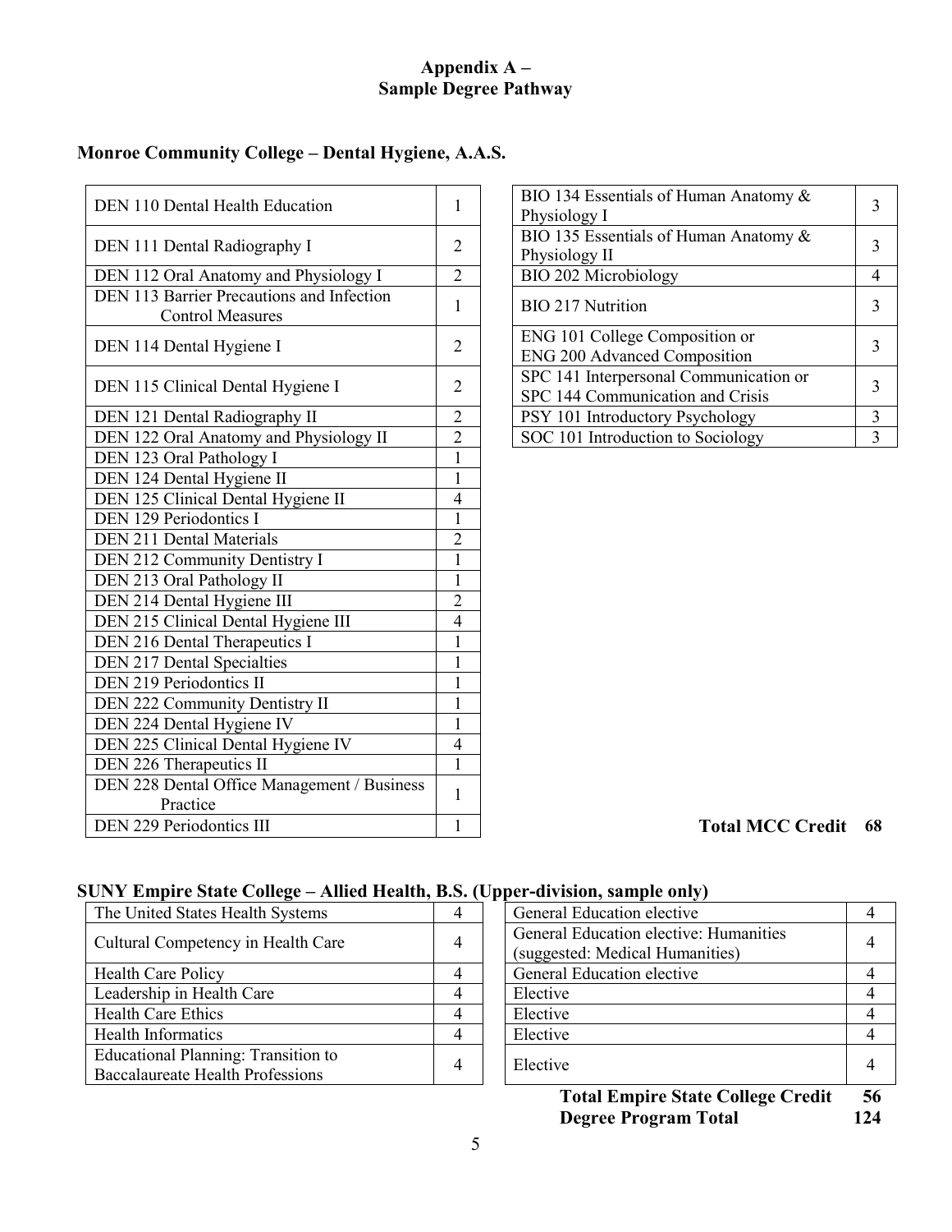# Appendix A –
# Sample Degree Pathway

## Monroe Community College – Dental Hygiene, A.A.S.

| Course | Credits |
|---|---|
| DEN 110 Dental Health Education | 1 |
| DEN 111 Dental Radiography I | 2 |
| DEN 112 Oral Anatomy and Physiology I | 2 |
| DEN 113 Barrier Precautions and Infection Control Measures | 1 |
| DEN 114 Dental Hygiene I | 2 |
| DEN 115 Clinical Dental Hygiene I | 2 |
| DEN 121 Dental Radiography II | 2 |
| DEN 122 Oral Anatomy and Physiology II | 2 |
| DEN 123 Oral Pathology I | 1 |
| DEN 124 Dental Hygiene II | 1 |
| DEN 125 Clinical Dental Hygiene II | 4 |
| DEN 129 Periodontics I | 1 |
| DEN 211 Dental Materials | 2 |
| DEN 212 Community Dentistry I | 1 |
| DEN 213 Oral Pathology II | 1 |
| DEN 214 Dental Hygiene III | 2 |
| DEN 215 Clinical Dental Hygiene III | 4 |
| DEN 216 Dental Therapeutics I | 1 |
| DEN 217 Dental Specialties | 1 |
| DEN 219 Periodontics II | 1 |
| DEN 222 Community Dentistry II | 1 |
| DEN 224 Dental Hygiene IV | 1 |
| DEN 225 Clinical Dental Hygiene IV | 4 |
| DEN 226 Therapeutics II | 1 |
| DEN 228 Dental Office Management / Business Practice | 1 |
| DEN 229 Periodontics III | 1 |

| Course | Credits |
|---|---|
| BIO 134 Essentials of Human Anatomy & Physiology I | 3 |
| BIO 135 Essentials of Human Anatomy & Physiology II | 3 |
| BIO 202 Microbiology | 4 |
| BIO 217 Nutrition | 3 |
| ENG 101 College Composition or ENG 200 Advanced Composition | 3 |
| SPC 141 Interpersonal Communication or SPC 144 Communication and Crisis | 3 |
| PSY 101 Introductory Psychology | 3 |
| SOC 101 Introduction to Sociology | 3 |

**Total MCC Credit 68**

## SUNY Empire State College – Allied Health, B.S. (Upper-division, sample only)

| Course | Credits |
|---|---|
| The United States Health Systems | 4 |
| Cultural Competency in Health Care | 4 |
| Health Care Policy | 4 |
| Leadership in Health Care | 4 |
| Health Care Ethics | 4 |
| Health Informatics | 4 |
| Educational Planning: Transition to Baccalaureate Health Professions | 4 |

| Course | Credits |
|---|---|
| General Education elective | 4 |
| General Education elective: Humanities (suggested: Medical Humanities) | 4 |
| General Education elective | 4 |
| Elective | 4 |
| Elective | 4 |
| Elective | 4 |
| Elective | 4 |

**Total Empire State College Credit 56**
**Degree Program Total 124**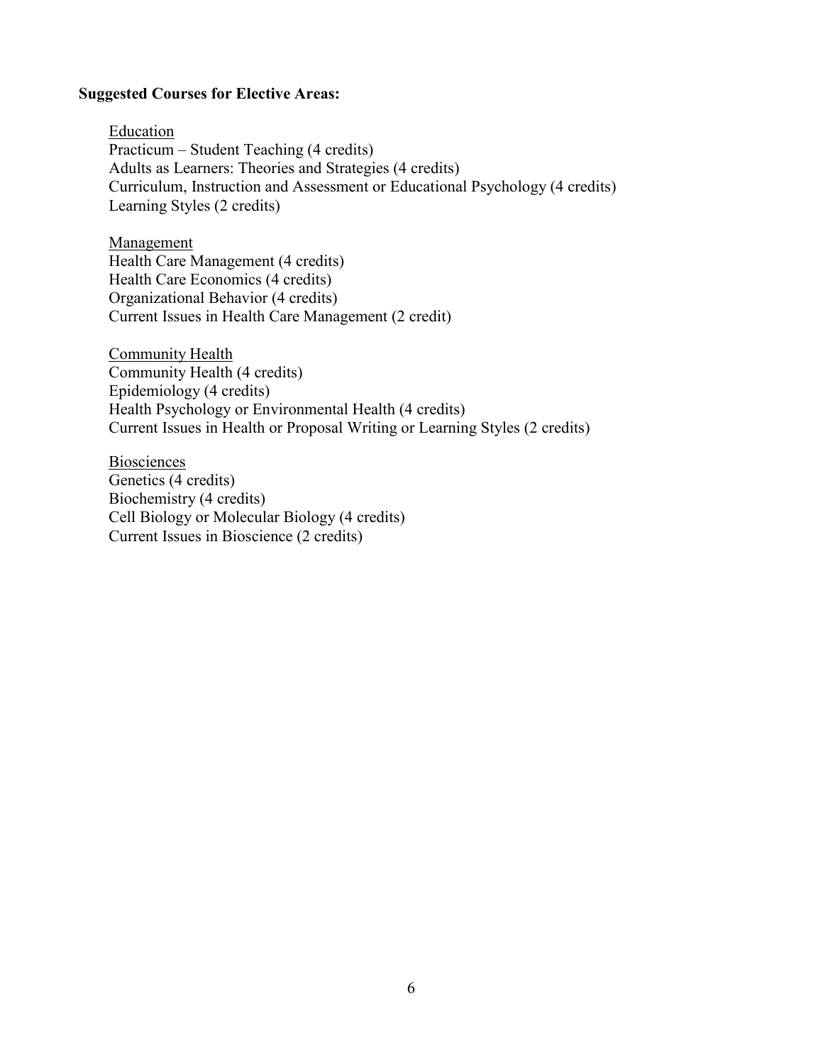**Suggested Courses for Elective Areas:**

<u>Education</u>
Practicum – Student Teaching (4 credits)
Adults as Learners: Theories and Strategies (4 credits)
Curriculum, Instruction and Assessment or Educational Psychology (4 credits)
Learning Styles (2 credits)

<u>Management</u>
Health Care Management (4 credits)
Health Care Economics (4 credits)
Organizational Behavior (4 credits)
Current Issues in Health Care Management (2 credit)

<u>Community Health</u>
Community Health (4 credits)
Epidemiology (4 credits)
Health Psychology or Environmental Health (4 credits)
Current Issues in Health or Proposal Writing or Learning Styles (2 credits)

<u>Biosciences</u>
Genetics (4 credits)
Biochemistry (4 credits)
Cell Biology or Molecular Biology (4 credits)
Current Issues in Bioscience (2 credits)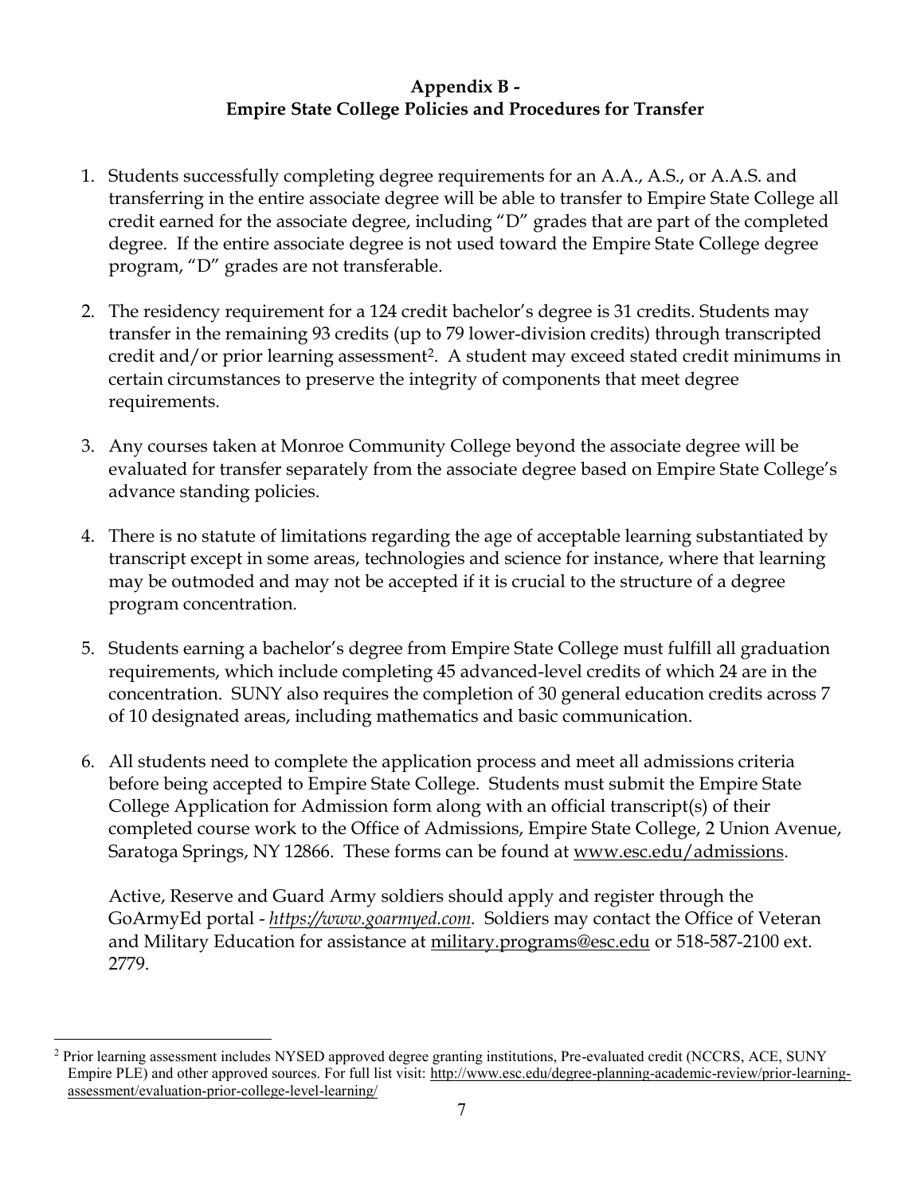## Appendix B - Empire State College Policies and Procedures for Transfer

1. Students successfully completing degree requirements for an A.A., A.S., or A.A.S. and transferring in the entire associate degree will be able to transfer to Empire State College all credit earned for the associate degree, including "D" grades that are part of the completed degree. If the entire associate degree is not used toward the Empire State College degree program, "D" grades are not transferable.

2. The residency requirement for a 124 credit bachelor's degree is 31 credits. Students may transfer in the remaining 93 credits (up to 79 lower-division credits) through transcripted credit and/or prior learning assessment[2]. A student may exceed stated credit minimums in certain circumstances to preserve the integrity of components that meet degree requirements.

3. Any courses taken at Monroe Community College beyond the associate degree will be evaluated for transfer separately from the associate degree based on Empire State College's advance standing policies.

4. There is no statute of limitations regarding the age of acceptable learning substantiated by transcript except in some areas, technologies and science for instance, where that learning may be outmoded and may not be accepted if it is crucial to the structure of a degree program concentration.

5. Students earning a bachelor's degree from Empire State College must fulfill all graduation requirements, which include completing 45 advanced-level credits of which 24 are in the concentration. SUNY also requires the completion of 30 general education credits across 7 of 10 designated areas, including mathematics and basic communication.

6. All students need to complete the application process and meet all admissions criteria before being accepted to Empire State College. Students must submit the Empire State College Application for Admission form along with an official transcript(s) of their completed course work to the Office of Admissions, Empire State College, 2 Union Avenue, Saratoga Springs, NY 12866. These forms can be found at www.esc.edu/admissions.

   Active, Reserve and Guard Army soldiers should apply and register through the GoArmyEd portal - *https://www.goarmyed.com*. Soldiers may contact the Office of Veteran and Military Education for assistance at military.programs@esc.edu or 518-587-2100 ext. 2779.

---

[2] Prior learning assessment includes NYSED approved degree granting institutions, Pre-evaluated credit (NCCRS, ACE, SUNY Empire PLE) and other approved sources. For full list visit: http://www.esc.edu/degree-planning-academic-review/prior-learning-assessment/evaluation-prior-college-level-learning/